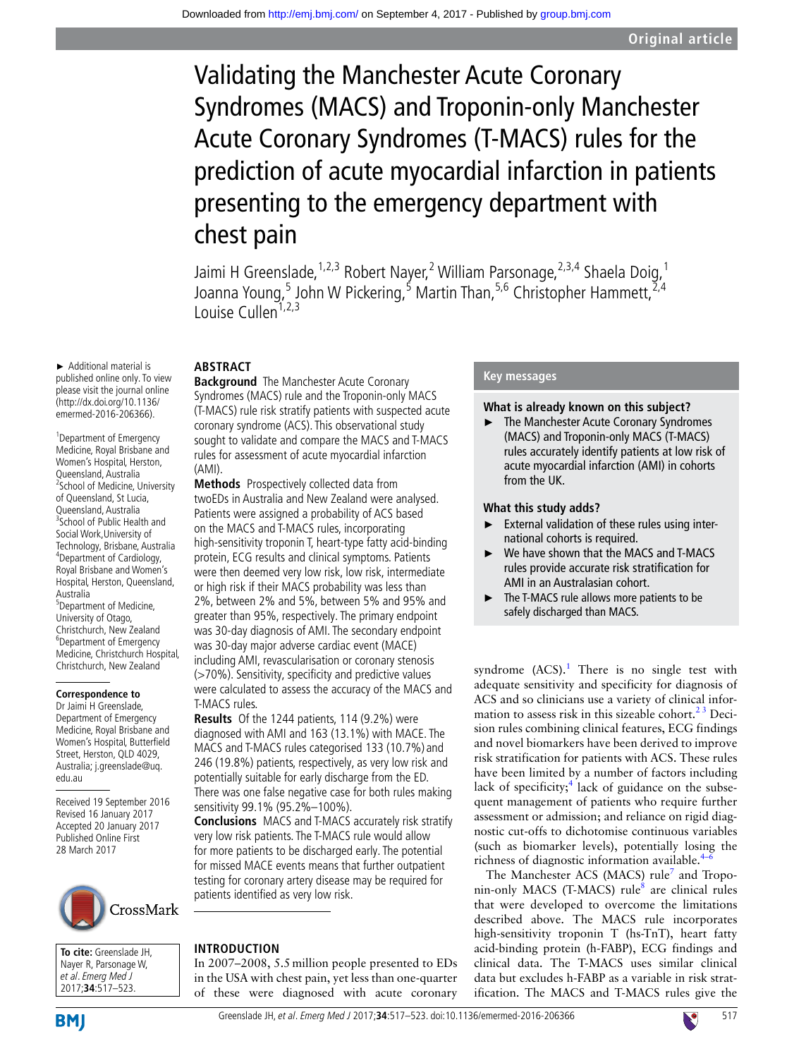Original article

# Validating the Manchester Acute Coronary Syndromes (MACS) and Troponin-only Manchester Acute Coronary Syndromes (T-MACS) rules for the prediction of acute myocardial infarction in patients presenting to the emergency department with chest pain

Jaimi H Greenslade,[1,2,3] Robert Nayer,[2] William Parsonage,[2,3,4] Shaela Doig,[1] Joanna Young,[5] John W Pickering,[5] Martin Than,[5,6] Christopher Hammett,[2,4] Louise Cullen[1,2,3]

► Additional material is published online only. To view please visit the journal online (http://dx.doi.org/10.1136/emermed-2016-206366).

[1]Department of Emergency Medicine, Royal Brisbane and Women's Hospital, Herston, Queensland, Australia
[2]School of Medicine, University of Queensland, St Lucia, Queensland, Australia
[3]School of Public Health and Social Work, University of Technology, Brisbane, Australia
[4]Department of Cardiology, Royal Brisbane and Women's Hospital, Herston, Queensland, Australia
[5]Department of Medicine, University of Otago, Christchurch, New Zealand
[6]Department of Emergency Medicine, Christchurch Hospital, Christchurch, New Zealand

**Correspondence to**
Dr Jaimi H Greenslade, Department of Emergency Medicine, Royal Brisbane and Women's Hospital, Butterfield Street, Herston, QLD 4029, Australia; j.greenslade@uq.edu.au

Received 19 September 2016
Revised 16 January 2017
Accepted 20 January 2017
Published Online First 28 March 2017

**To cite:** Greenslade JH, Nayer R, Parsonage W, *et al. Emerg Med J* 2017;**34**:517–523.

## ABSTRACT

**Background** The Manchester Acute Coronary Syndromes (MACS) rule and the Troponin-only MACS (T-MACS) rule risk stratify patients with suspected acute coronary syndrome (ACS). This observational study sought to validate and compare the MACS and T-MACS rules for assessment of acute myocardial infarction (AMI).

**Methods** Prospectively collected data from twoEDs in Australia and New Zealand were analysed. Patients were assigned a probability of ACS based on the MACS and T-MACS rules, incorporating high-sensitivity troponin T, heart-type fatty acid-binding protein, ECG results and clinical symptoms. Patients were then deemed very low risk, low risk, intermediate or high risk if their MACS probability was less than 2%, between 2% and 5%, between 5% and 95% and greater than 95%, respectively. The primary endpoint was 30-day diagnosis of AMI. The secondary endpoint was 30-day major adverse cardiac event (MACE) including AMI, revascularisation or coronary stenosis (>70%). Sensitivity, specificity and predictive values were calculated to assess the accuracy of the MACS and T-MACS rules.

**Results** Of the 1244 patients, 114 (9.2%) were diagnosed with AMI and 163 (13.1%) with MACE. The MACS and T-MACS rules categorised 133 (10.7%) and 246 (19.8%) patients, respectively, as very low risk and potentially suitable for early discharge from the ED. There was one false negative case for both rules making sensitivity 99.1% (95.2%–100%).

**Conclusions** MACS and T-MACS accurately risk stratify very low risk patients. The T-MACS rule would allow for more patients to be discharged early. The potential for missed MACE events means that further outpatient testing for coronary artery disease may be required for patients identified as very low risk.

## Key messages

**What is already known on this subject?**

- The Manchester Acute Coronary Syndromes (MACS) and Troponin-only MACS (T-MACS) rules accurately identify patients at low risk of acute myocardial infarction (AMI) in cohorts from the UK.

**What this study adds?**

- External validation of these rules using international cohorts is required.
- We have shown that the MACS and T-MACS rules provide accurate risk stratification for AMI in an Australasian cohort.
- The T-MACS rule allows more patients to be safely discharged than MACS.

## INTRODUCTION

In 2007–2008, 5.5 million people presented to EDs in the USA with chest pain, yet less than one-quarter of these were diagnosed with acute coronary syndrome (ACS).[1] There is no single test with adequate sensitivity and specificity for diagnosis of ACS and so clinicians use a variety of clinical information to assess risk in this sizeable cohort.[2,3] Decision rules combining clinical features, ECG findings and novel biomarkers have been derived to improve risk stratification for patients with ACS. These rules have been limited by a number of factors including lack of specificity;[4] lack of guidance on the subsequent management of patients who require further assessment or admission; and reliance on rigid diagnostic cut-offs to dichotomise continuous variables (such as biomarker levels), potentially losing the richness of diagnostic information available.[4–6]

The Manchester ACS (MACS) rule[7] and Troponin-only MACS (T-MACS) rule[8] are clinical rules that were developed to overcome the limitations described above. The MACS rule incorporates high-sensitivity troponin T (hs-TnT), heart fatty acid-binding protein (h-FABP), ECG findings and clinical data. The T-MACS uses similar clinical data but excludes h-FABP as a variable in risk stratification. The MACS and T-MACS rules give the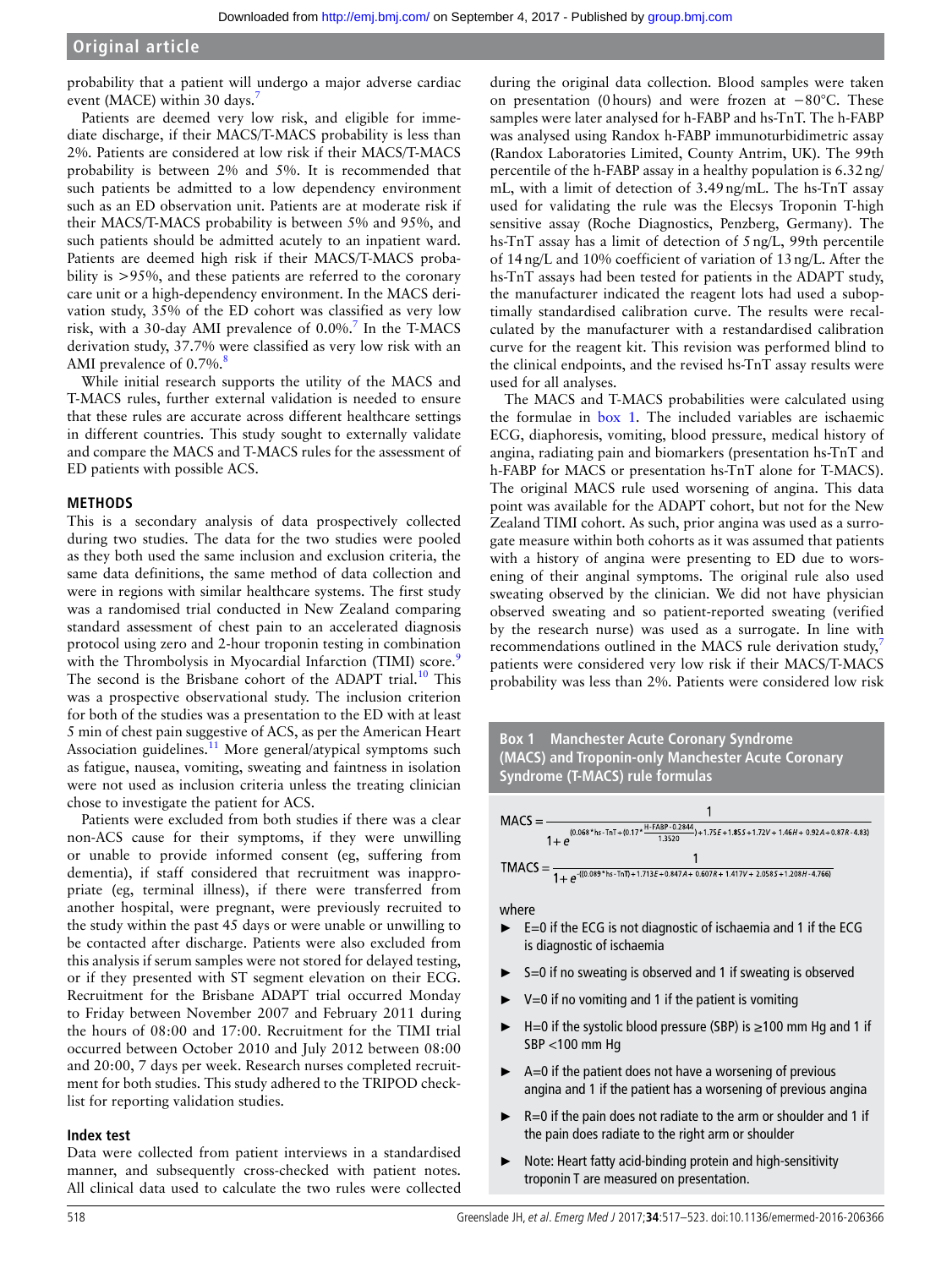probability that a patient will undergo a major adverse cardiac event (MACE) within 30 days.[7]

Patients are deemed very low risk, and eligible for immediate discharge, if their MACS/T-MACS probability is less than 2%. Patients are considered at low risk if their MACS/T-MACS probability is between 2% and 5%. It is recommended that such patients be admitted to a low dependency environment such as an ED observation unit. Patients are at moderate risk if their MACS/T-MACS probability is between 5% and 95%, and such patients should be admitted acutely to an inpatient ward. Patients are deemed high risk if their MACS/T-MACS probability is >95%, and these patients are referred to the coronary care unit or a high-dependency environment. In the MACS derivation study, 35% of the ED cohort was classified as very low risk, with a 30-day AMI prevalence of 0.0%.[7] In the T-MACS derivation study, 37.7% were classified as very low risk with an AMI prevalence of 0.7%.[8]

While initial research supports the utility of the MACS and T-MACS rules, further external validation is needed to ensure that these rules are accurate across different healthcare settings in different countries. This study sought to externally validate and compare the MACS and T-MACS rules for the assessment of ED patients with possible ACS.

## METHODS

This is a secondary analysis of data prospectively collected during two studies. The data for the two studies were pooled as they both used the same inclusion and exclusion criteria, the same data definitions, the same method of data collection and were in regions with similar healthcare systems. The first study was a randomised trial conducted in New Zealand comparing standard assessment of chest pain to an accelerated diagnosis protocol using zero and 2-hour troponin testing in combination with the Thrombolysis in Myocardial Infarction (TIMI) score.[9] The second is the Brisbane cohort of the ADAPT trial.[10] This was a prospective observational study. The inclusion criterion for both of the studies was a presentation to the ED with at least 5 min of chest pain suggestive of ACS, as per the American Heart Association guidelines.[11] More general/atypical symptoms such as fatigue, nausea, vomiting, sweating and faintness in isolation were not used as inclusion criteria unless the treating clinician chose to investigate the patient for ACS.

Patients were excluded from both studies if there was a clear non-ACS cause for their symptoms, if they were unwilling or unable to provide informed consent (eg, suffering from dementia), if staff considered that recruitment was inappropriate (eg, terminal illness), if there were transferred from another hospital, were pregnant, were previously recruited to the study within the past 45 days or were unable or unwilling to be contacted after discharge. Patients were also excluded from this analysis if serum samples were not stored for delayed testing, or if they presented with ST segment elevation on their ECG. Recruitment for the Brisbane ADAPT trial occurred Monday to Friday between November 2007 and February 2011 during the hours of 08:00 and 17:00. Recruitment for the TIMI trial occurred between October 2010 and July 2012 between 08:00 and 20:00, 7 days per week. Research nurses completed recruitment for both studies. This study adhered to the TRIPOD checklist for reporting validation studies.

### Index test

Data were collected from patient interviews in a standardised manner, and subsequently cross-checked with patient notes. All clinical data used to calculate the two rules were collected during the original data collection. Blood samples were taken on presentation (0 hours) and were frozen at −80°C. These samples were later analysed for h-FABP and hs-TnT. The h-FABP was analysed using Randox h-FABP immunoturbidimetric assay (Randox Laboratories Limited, County Antrim, UK). The 99th percentile of the h-FABP assay in a healthy population is 6.32 ng/mL, with a limit of detection of 3.49 ng/mL. The hs-TnT assay used for validating the rule was the Elecsys Troponin T-high sensitive assay (Roche Diagnostics, Penzberg, Germany). The hs-TnT assay has a limit of detection of 5 ng/L, 99th percentile of 14 ng/L and 10% coefficient of variation of 13 ng/L. After the hs-TnT assays had been tested for patients in the ADAPT study, the manufacturer indicated the reagent lots had used a suboptimally standardised calibration curve. The results were recalculated by the manufacturer with a restandardised calibration curve for the reagent kit. This revision was performed blind to the clinical endpoints, and the revised hs-TnT assay results were used for all analyses.

The MACS and T-MACS probabilities were calculated using the formulae in box 1. The included variables are ischaemic ECG, diaphoresis, vomiting, blood pressure, medical history of angina, radiating pain and biomarkers (presentation hs-TnT and h-FABP for MACS or presentation hs-TnT alone for T-MACS). The original MACS rule used worsening of angina. This data point was available for the ADAPT cohort, but not for the New Zealand TIMI cohort. As such, prior angina was used as a surrogate measure within both cohorts as it was assumed that patients with a history of angina were presenting to ED due to worsening of their anginal symptoms. The original rule also used sweating observed by the clinician. We did not have physician observed sweating and so patient-reported sweating (verified by the research nurse) was used as a surrogate. In line with recommendations outlined in the MACS rule derivation study,[7] patients were considered very low risk if their MACS/T-MACS probability was less than 2%. Patients were considered low risk

**Box 1 Manchester Acute Coronary Syndrome (MACS) and Troponin-only Manchester Acute Coronary Syndrome (T-MACS) rule formulas**

$$\mathrm{MACS} = \frac{1}{1 + e^{\left(0.068 * \text{hs-TnT} + \left(0.17 * \frac{\text{H-FABP} - 0.2844}{1.3520}\right) + 1.75E + 1.85S + 1.72V + 1.46H + 0.92A + 0.87R - 4.83\right)}}$$

$$\mathrm{TMACS} = \frac{1}{1 + e^{-\left((0.089 * \text{hs-TnT}) + 1.713E + 0.847A + 0.607R + 1.417V + 2.058S + 1.208H - 4.766\right)}}$$

where

- E=0 if the ECG is not diagnostic of ischaemia and 1 if the ECG is diagnostic of ischaemia
- S=0 if no sweating is observed and 1 if sweating is observed
- V=0 if no vomiting and 1 if the patient is vomiting
- H=0 if the systolic blood pressure (SBP) is ≥100 mm Hg and 1 if SBP <100 mm Hg
- A=0 if the patient does not have a worsening of previous angina and 1 if the patient has a worsening of previous angina
- R=0 if the pain does not radiate to the arm or shoulder and 1 if the pain does radiate to the right arm or shoulder
- Note: Heart fatty acid-binding protein and high-sensitivity troponin T are measured on presentation.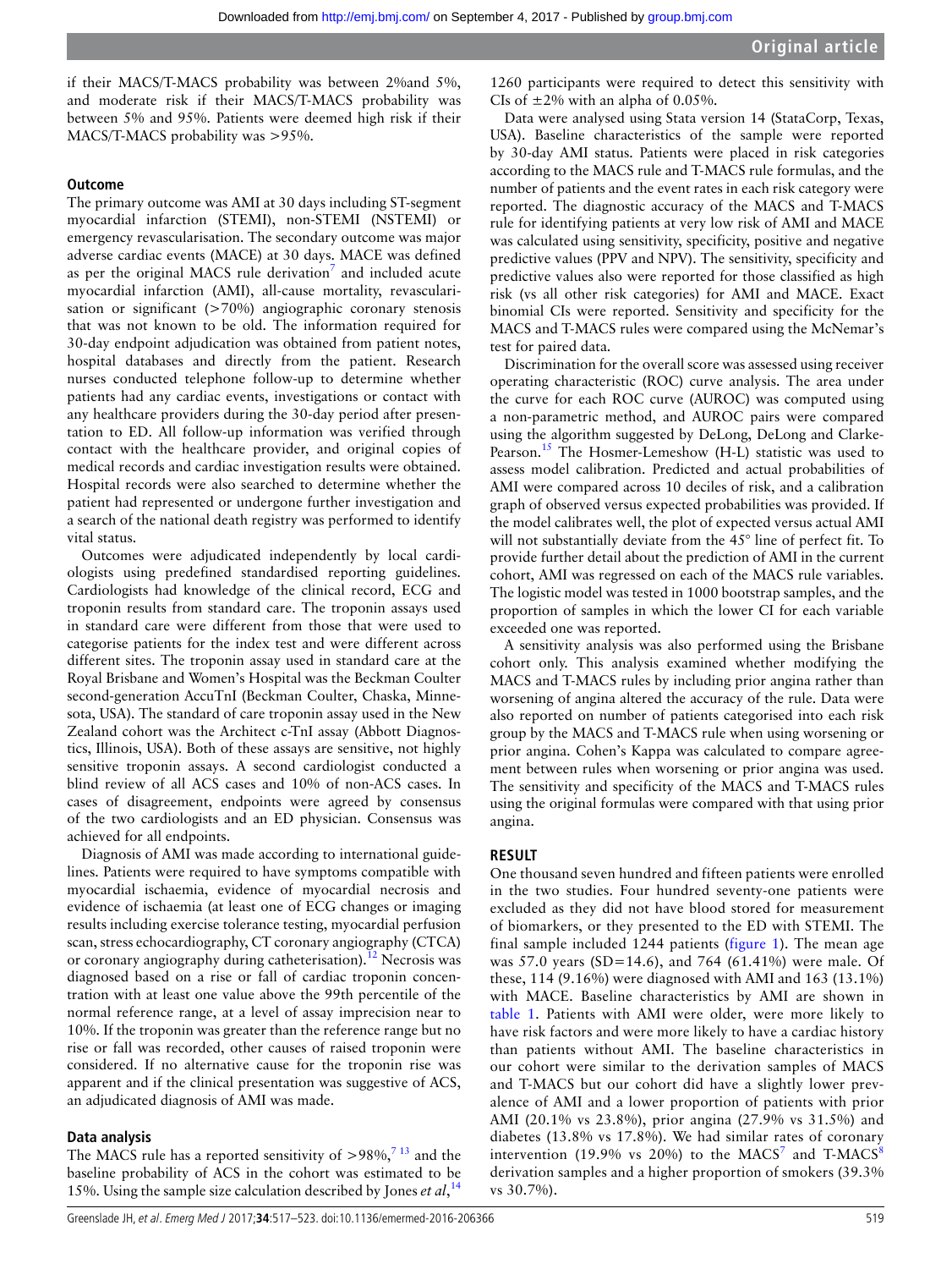if their MACS/T-MACS probability was between 2%and 5%, and moderate risk if their MACS/T-MACS probability was between 5% and 95%. Patients were deemed high risk if their MACS/T-MACS probability was >95%.

### Outcome

The primary outcome was AMI at 30 days including ST-segment myocardial infarction (STEMI), non-STEMI (NSTEMI) or emergency revascularisation. The secondary outcome was major adverse cardiac events (MACE) at 30 days. MACE was defined as per the original MACS rule derivation[7] and included acute myocardial infarction (AMI), all-cause mortality, revascularisation or significant (>70%) angiographic coronary stenosis that was not known to be old. The information required for 30-day endpoint adjudication was obtained from patient notes, hospital databases and directly from the patient. Research nurses conducted telephone follow-up to determine whether patients had any cardiac events, investigations or contact with any healthcare providers during the 30-day period after presentation to ED. All follow-up information was verified through contact with the healthcare provider, and original copies of medical records and cardiac investigation results were obtained. Hospital records were also searched to determine whether the patient had represented or undergone further investigation and a search of the national death registry was performed to identify vital status.

Outcomes were adjudicated independently by local cardiologists using predefined standardised reporting guidelines. Cardiologists had knowledge of the clinical record, ECG and troponin results from standard care. The troponin assays used in standard care were different from those that were used to categorise patients for the index test and were different across different sites. The troponin assay used in standard care at the Royal Brisbane and Women's Hospital was the Beckman Coulter second-generation AccuTnI (Beckman Coulter, Chaska, Minnesota, USA). The standard of care troponin assay used in the New Zealand cohort was the Architect c-TnI assay (Abbott Diagnostics, Illinois, USA). Both of these assays are sensitive, not highly sensitive troponin assays. A second cardiologist conducted a blind review of all ACS cases and 10% of non-ACS cases. In cases of disagreement, endpoints were agreed by consensus of the two cardiologists and an ED physician. Consensus was achieved for all endpoints.

Diagnosis of AMI was made according to international guidelines. Patients were required to have symptoms compatible with myocardial ischaemia, evidence of myocardial necrosis and evidence of ischaemia (at least one of ECG changes or imaging results including exercise tolerance testing, myocardial perfusion scan, stress echocardiography, CT coronary angiography (CTCA) or coronary angiography during catheterisation).[12] Necrosis was diagnosed based on a rise or fall of cardiac troponin concentration with at least one value above the 99th percentile of the normal reference range, at a level of assay imprecision near to 10%. If the troponin was greater than the reference range but no rise or fall was recorded, other causes of raised troponin were considered. If no alternative cause for the troponin rise was apparent and if the clinical presentation was suggestive of ACS, an adjudicated diagnosis of AMI was made.

### Data analysis

The MACS rule has a reported sensitivity of >98%,[7,13] and the baseline probability of ACS in the cohort was estimated to be 15%. Using the sample size calculation described by Jones *et al*,[14] 1260 participants were required to detect this sensitivity with CIs of ±2% with an alpha of 0.05%.

Data were analysed using Stata version 14 (StataCorp, Texas, USA). Baseline characteristics of the sample were reported by 30-day AMI status. Patients were placed in risk categories according to the MACS rule and T-MACS rule formulas, and the number of patients and the event rates in each risk category were reported. The diagnostic accuracy of the MACS and T-MACS rule for identifying patients at very low risk of AMI and MACE was calculated using sensitivity, specificity, positive and negative predictive values (PPV and NPV). The sensitivity, specificity and predictive values also were reported for those classified as high risk (vs all other risk categories) for AMI and MACE. Exact binomial CIs were reported. Sensitivity and specificity for the MACS and T-MACS rules were compared using the McNemar's test for paired data.

Discrimination for the overall score was assessed using receiver operating characteristic (ROC) curve analysis. The area under the curve for each ROC curve (AUROC) was computed using a non-parametric method, and AUROC pairs were compared using the algorithm suggested by DeLong, DeLong and Clarke-Pearson.[15] The Hosmer-Lemeshow (H-L) statistic was used to assess model calibration. Predicted and actual probabilities of AMI were compared across 10 deciles of risk, and a calibration graph of observed versus expected probabilities was provided. If the model calibrates well, the plot of expected versus actual AMI will not substantially deviate from the 45° line of perfect fit. To provide further detail about the prediction of AMI in the current cohort, AMI was regressed on each of the MACS rule variables. The logistic model was tested in 1000 bootstrap samples, and the proportion of samples in which the lower CI for each variable exceeded one was reported.

A sensitivity analysis was also performed using the Brisbane cohort only. This analysis examined whether modifying the MACS and T-MACS rules by including prior angina rather than worsening of angina altered the accuracy of the rule. Data were also reported on number of patients categorised into each risk group by the MACS and T-MACS rule when using worsening or prior angina. Cohen's Kappa was calculated to compare agreement between rules when worsening or prior angina was used. The sensitivity and specificity of the MACS and T-MACS rules using the original formulas were compared with that using prior angina.

## RESULT

One thousand seven hundred and fifteen patients were enrolled in the two studies. Four hundred seventy-one patients were excluded as they did not have blood stored for measurement of biomarkers, or they presented to the ED with STEMI. The final sample included 1244 patients (figure 1). The mean age was 57.0 years (SD=14.6), and 764 (61.41%) were male. Of these, 114 (9.16%) were diagnosed with AMI and 163 (13.1%) with MACE. Baseline characteristics by AMI are shown in table 1. Patients with AMI were older, were more likely to have risk factors and were more likely to have a cardiac history than patients without AMI. The baseline characteristics in our cohort were similar to the derivation samples of MACS and T-MACS but our cohort did have a slightly lower prevalence of AMI and a lower proportion of patients with prior AMI (20.1% vs 23.8%), prior angina (27.9% vs 31.5%) and diabetes (13.8% vs 17.8%). We had similar rates of coronary intervention (19.9% vs 20%) to the MACS[7] and T-MACS[8] derivation samples and a higher proportion of smokers (39.3% vs 30.7%).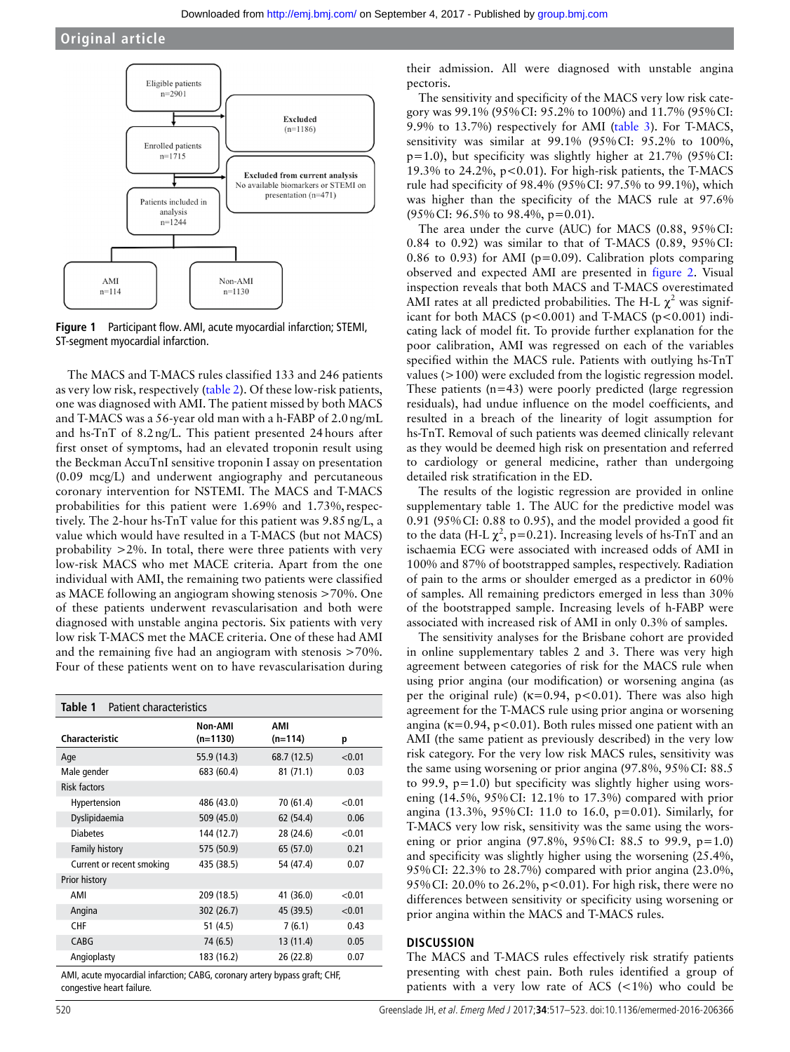Eligible patients n=2901

Excluded (n=1186)

Enrolled patients n=1715

Excluded from current analysis: No available biomarkers or STEMI on presentation (n=471)

Patients included in analysis n=1244

AMI n=114

Non-AMI n=1130

**Figure 1** Participant flow. AMI, acute myocardial infarction; STEMI, ST-segment myocardial infarction.

The MACS and T-MACS rules classified 133 and 246 patients as very low risk, respectively (table 2). Of these low-risk patients, one was diagnosed with AMI. The patient missed by both MACS and T-MACS was a 56-year old man with a h-FABP of 2.0 ng/mL and hs-TnT of 8.2 ng/L. This patient presented 24 hours after first onset of symptoms, had an elevated troponin result using the Beckman AccuTnI sensitive troponin I assay on presentation (0.09 mcg/L) and underwent angiography and percutaneous coronary intervention for NSTEMI. The MACS and T-MACS probabilities for this patient were 1.69% and 1.73%, respectively. The 2-hour hs-TnT value for this patient was 9.85 ng/L, a value which would have resulted in a T-MACS (but not MACS) probability >2%. In total, there were three patients with very low-risk MACS who met MACE criteria. Apart from the one individual with AMI, the remaining two patients were classified as MACE following an angiogram showing stenosis >70%. One of these patients underwent revascularisation and both were diagnosed with unstable angina pectoris. Six patients with very low risk T-MACS met the MACE criteria. One of these had AMI and the remaining five had an angiogram with stenosis >70%. Four of these patients went on to have revascularisation during their admission. All were diagnosed with unstable angina pectoris.

**Table 1** Patient characteristics

| Characteristic | Non-AMI (n=1130) | AMI (n=114) | p |
|---|---|---|---|
| Age | 55.9 (14.3) | 68.7 (12.5) | <0.01 |
| Male gender | 683 (60.4) | 81 (71.1) | 0.03 |
| Risk factors | | | |
| Hypertension | 486 (43.0) | 70 (61.4) | <0.01 |
| Dyslipidaemia | 509 (45.0) | 62 (54.4) | 0.06 |
| Diabetes | 144 (12.7) | 28 (24.6) | <0.01 |
| Family history | 575 (50.9) | 65 (57.0) | 0.21 |
| Current or recent smoking | 435 (38.5) | 54 (47.4) | 0.07 |
| Prior history | | | |
| AMI | 209 (18.5) | 41 (36.0) | <0.01 |
| Angina | 302 (26.7) | 45 (39.5) | <0.01 |
| CHF | 51 (4.5) | 7 (6.1) | 0.43 |
| CABG | 74 (6.5) | 13 (11.4) | 0.05 |
| Angioplasty | 183 (16.2) | 26 (22.8) | 0.07 |

AMI, acute myocardial infarction; CABG, coronary artery bypass graft; CHF, congestive heart failure.

The sensitivity and specificity of the MACS very low risk category was 99.1% (95% CI: 95.2% to 100%) and 11.7% (95% CI: 9.9% to 13.7%) respectively for AMI (table 3). For T-MACS, sensitivity was similar at 99.1% (95% CI: 95.2% to 100%, p=1.0), but specificity was slightly higher at 21.7% (95% CI: 19.3% to 24.2%, p<0.01). For high-risk patients, the T-MACS rule had specificity of 98.4% (95% CI: 97.5% to 99.1%), which was higher than the specificity of the MACS rule at 97.6% (95% CI: 96.5% to 98.4%, p=0.01).

The area under the curve (AUC) for MACS (0.88, 95% CI: 0.84 to 0.92) was similar to that of T-MACS (0.89, 95% CI: 0.86 to 0.93) for AMI (p=0.09). Calibration plots comparing observed and expected AMI are presented in figure 2. Visual inspection reveals that both MACS and T-MACS overestimated AMI rates at all predicted probabilities. The H-L $\chi^2$ was significant for both MACS (p<0.001) and T-MACS (p<0.001) indicating lack of model fit. To provide further explanation for the poor calibration, AMI was regressed on each of the variables specified within the MACS rule. Patients with outlying hs-TnT values (>100) were excluded from the logistic regression model. These patients (n=43) were poorly predicted (large regression residuals), had undue influence on the model coefficients, and resulted in a breach of the linearity of logit assumption for hs-TnT. Removal of such patients was deemed clinically relevant as they would be deemed high risk on presentation and referred to cardiology or general medicine, rather than undergoing detailed risk stratification in the ED.

The results of the logistic regression are provided in online supplementary table 1. The AUC for the predictive model was 0.91 (95% CI: 0.88 to 0.95), and the model provided a good fit to the data (H-L $\chi^2$, p=0.21). Increasing levels of hs-TnT and an ischaemia ECG were associated with increased odds of AMI in 100% and 87% of bootstrapped samples, respectively. Radiation of pain to the arms or shoulder emerged as a predictor in 60% of samples. All remaining predictors emerged in less than 30% of the bootstrapped sample. Increasing levels of h-FABP were associated with increased risk of AMI in only 0.3% of samples.

The sensitivity analyses for the Brisbane cohort are provided in online supplementary tables 2 and 3. There was very high agreement between categories of risk for the MACS rule when using prior angina (our modification) or worsening angina (as per the original rule) (κ=0.94, p<0.01). There was also high agreement for the T-MACS rule using prior angina or worsening angina (κ=0.94, p<0.01). Both rules missed one patient with an AMI (the same patient as previously described) in the very low risk category. For the very low risk MACS rules, sensitivity was the same using worsening or prior angina (97.8%, 95% CI: 88.5 to 99.9, p=1.0) but specificity was slightly higher using worsening (14.5%, 95% CI: 12.1% to 17.3%) compared with prior angina (13.3%, 95% CI: 11.0 to 16.0, p=0.01). Similarly, for T-MACS very low risk, sensitivity was the same using the worsening or prior angina (97.8%, 95% CI: 88.5 to 99.9, p=1.0) and specificity was slightly higher using the worsening (25.4%, 95% CI: 22.3% to 28.7%) compared with prior angina (23.0%, 95% CI: 20.0% to 26.2%, p<0.01). For high risk, there were no differences between sensitivity or specificity using worsening or prior angina within the MACS and T-MACS rules.

## DISCUSSION

The MACS and T-MACS rules effectively risk stratify patients presenting with chest pain. Both rules identified a group of patients with a very low rate of ACS (<1%) who could be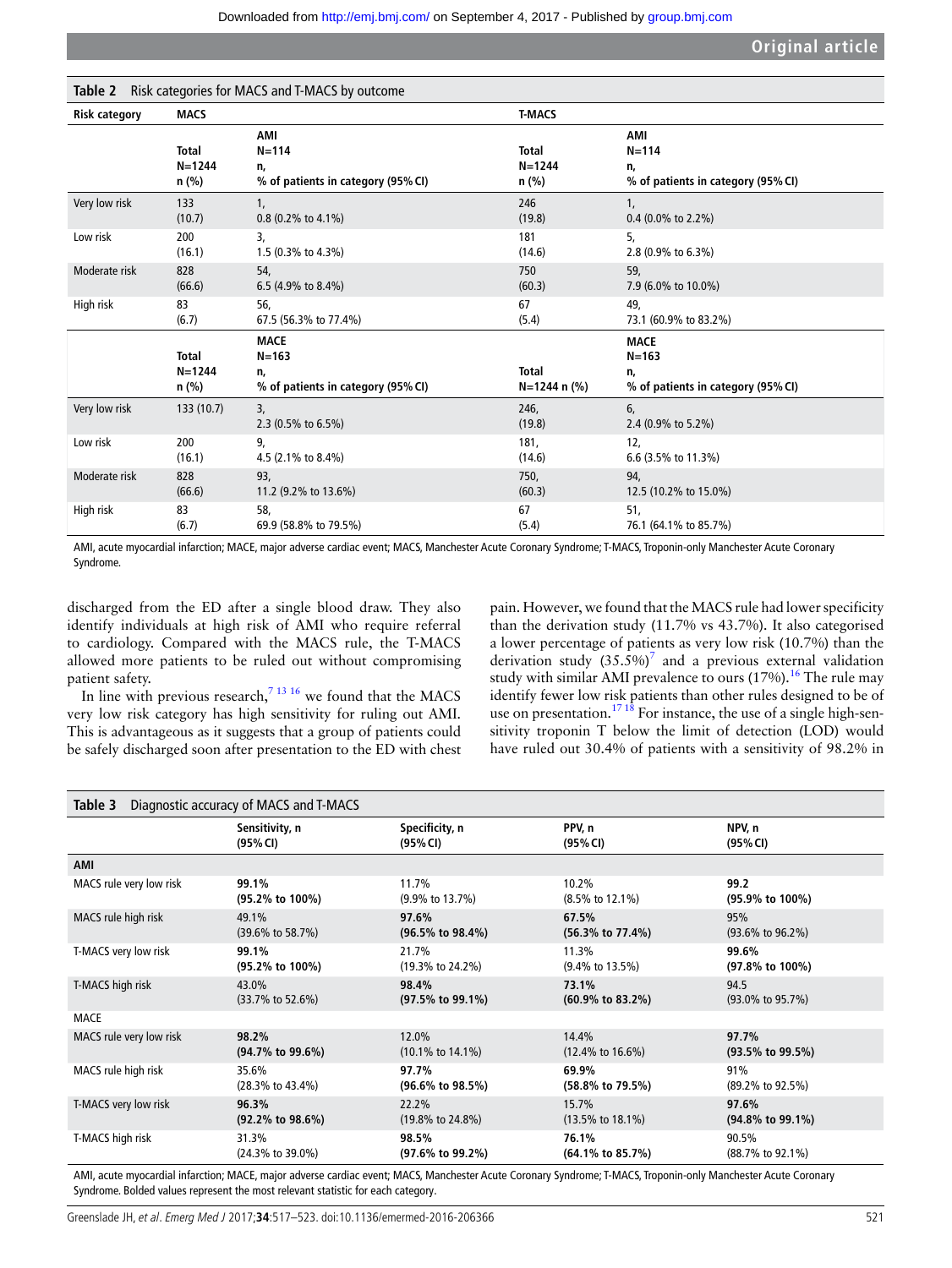**Table 2** Risk categories for MACS and T-MACS by outcome

| Risk category | MACS | | T-MACS | |
|---|---|---|---|---|
| | Total N=1244 n (%) | AMI N=114 n, % of patients in category (95% CI) | Total N=1244 n (%) | AMI N=114 n, % of patients in category (95% CI) |
| Very low risk | 133 (10.7) | 1, 0.8 (0.2% to 4.1%) | 246 (19.8) | 1, 0.4 (0.0% to 2.2%) |
| Low risk | 200 (16.1) | 3, 1.5 (0.3% to 4.3%) | 181 (14.6) | 5, 2.8 (0.9% to 6.3%) |
| Moderate risk | 828 (66.6) | 54, 6.5 (4.9% to 8.4%) | 750 (60.3) | 59, 7.9 (6.0% to 10.0%) |
| High risk | 83 (6.7) | 56, 67.5 (56.3% to 77.4%) | 67 (5.4) | 49, 73.1 (60.9% to 83.2%) |
| | Total N=1244 n (%) | MACE N=163 n, % of patients in category (95% CI) | Total N=1244 n (%) | MACE N=163 n, % of patients in category (95% CI) |
| Very low risk | 133 (10.7) | 3, 2.3 (0.5% to 6.5%) | 246, (19.8) | 6, 2.4 (0.9% to 5.2%) |
| Low risk | 200 (16.1) | 9, 4.5 (2.1% to 8.4%) | 181, (14.6) | 12, 6.6 (3.5% to 11.3%) |
| Moderate risk | 828 (66.6) | 93, 11.2 (9.2% to 13.6%) | 750, (60.3) | 94, 12.5 (10.2% to 15.0%) |
| High risk | 83 (6.7) | 58, 69.9 (58.8% to 79.5%) | 67 (5.4) | 51, 76.1 (64.1% to 85.7%) |

AMI, acute myocardial infarction; MACE, major adverse cardiac event; MACS, Manchester Acute Coronary Syndrome; T-MACS, Troponin-only Manchester Acute Coronary Syndrome.

discharged from the ED after a single blood draw. They also identify individuals at high risk of AMI who require referral to cardiology. Compared with the MACS rule, the T-MACS allowed more patients to be ruled out without compromising patient safety.

In line with previous research,[7 13 16] we found that the MACS very low risk category has high sensitivity for ruling out AMI. This is advantageous as it suggests that a group of patients could be safely discharged soon after presentation to the ED with chest pain. However, we found that the MACS rule had lower specificity than the derivation study (11.7% vs 43.7%). It also categorised a lower percentage of patients as very low risk (10.7%) than the derivation study (35.5%)[7] and a previous external validation study with similar AMI prevalence to ours (17%).[16] The rule may identify fewer low risk patients than other rules designed to be of use on presentation.[17 18] For instance, the use of a single high-sensitivity troponin T below the limit of detection (LOD) would have ruled out 30.4% of patients with a sensitivity of 98.2% in

**Table 3** Diagnostic accuracy of MACS and T-MACS

| | Sensitivity, n (95% CI) | Specificity, n (95% CI) | PPV, n (95% CI) | NPV, n (95% CI) |
|---|---|---|---|---|
| **AMI** | | | | |
| MACS rule very low risk | **99.1% (95.2% to 100%)** | 11.7% (9.9% to 13.7%) | 10.2% (8.5% to 12.1%) | **99.2 (95.9% to 100%)** |
| MACS rule high risk | 49.1% (39.6% to 58.7%) | **97.6% (96.5% to 98.4%)** | **67.5% (56.3% to 77.4%)** | 95% (93.6% to 96.2%) |
| T-MACS very low risk | **99.1% (95.2% to 100%)** | 21.7% (19.3% to 24.2%) | 11.3% (9.4% to 13.5%) | **99.6% (97.8% to 100%)** |
| T-MACS high risk | 43.0% (33.7% to 52.6%) | **98.4% (97.5% to 99.1%)** | **73.1% (60.9% to 83.2%)** | 94.5 (93.0% to 95.7%) |
| MACE | | | | |
| MACS rule very low risk | **98.2% (94.7% to 99.6%)** | 12.0% (10.1% to 14.1%) | 14.4% (12.4% to 16.6%) | **97.7% (93.5% to 99.5%)** |
| MACS rule high risk | 35.6% (28.3% to 43.4%) | **97.7% (96.6% to 98.5%)** | **69.9% (58.8% to 79.5%)** | 91% (89.2% to 92.5%) |
| T-MACS very low risk | **96.3% (92.2% to 98.6%)** | 22.2% (19.8% to 24.8%) | 15.7% (13.5% to 18.1%) | **97.6% (94.8% to 99.1%)** |
| T-MACS high risk | 31.3% (24.3% to 39.0%) | **98.5% (97.6% to 99.2%)** | **76.1% (64.1% to 85.7%)** | 90.5% (88.7% to 92.1%) |

AMI, acute myocardial infarction; MACE, major adverse cardiac event; MACS, Manchester Acute Coronary Syndrome; T-MACS, Troponin-only Manchester Acute Coronary Syndrome. Bolded values represent the most relevant statistic for each category.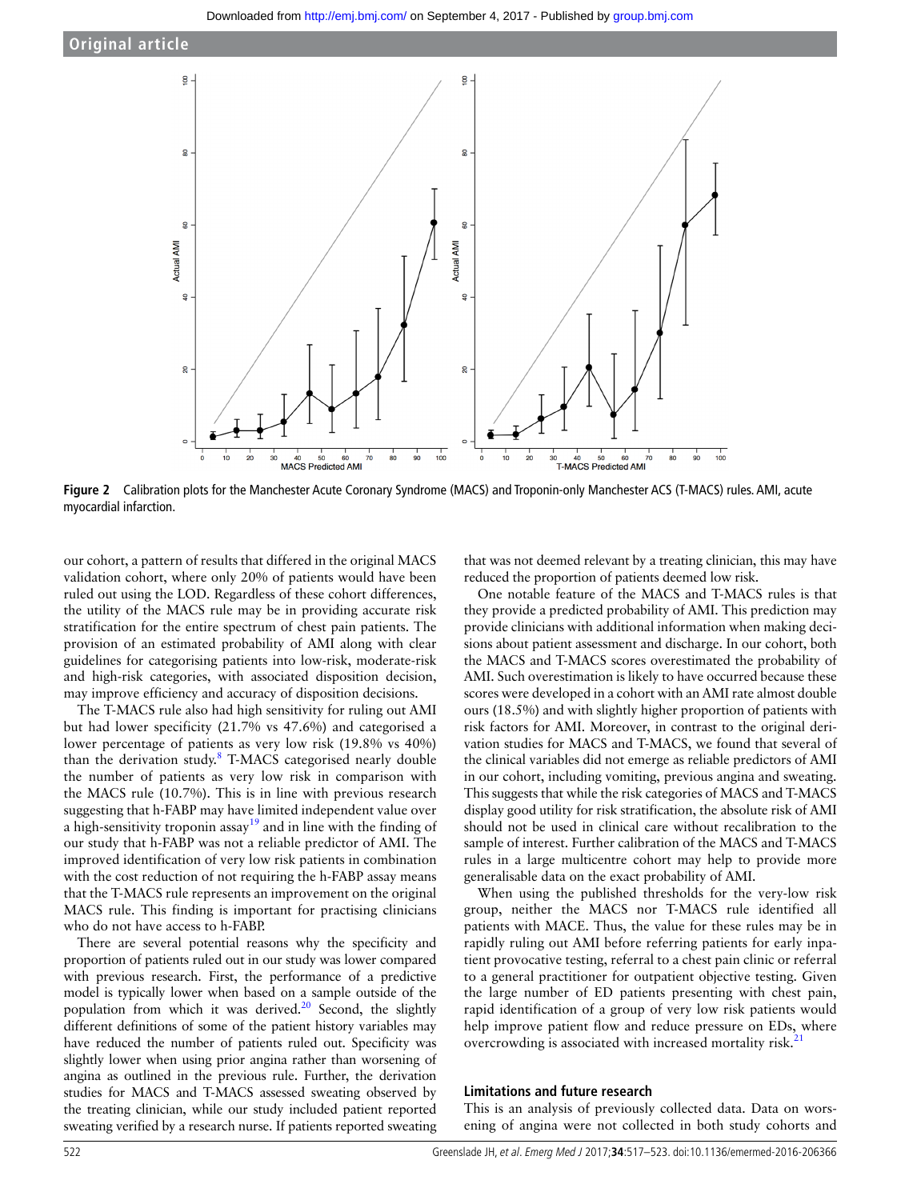Figure 2 Calibration plots for the Manchester Acute Coronary Syndrome (MACS) and Troponin-only Manchester ACS (T-MACS) rules. AMI, acute myocardial infarction.

our cohort, a pattern of results that differed in the original MACS validation cohort, where only 20% of patients would have been ruled out using the LOD. Regardless of these cohort differences, the utility of the MACS rule may be in providing accurate risk stratification for the entire spectrum of chest pain patients. The provision of an estimated probability of AMI along with clear guidelines for categorising patients into low-risk, moderate-risk and high-risk categories, with associated disposition decision, may improve efficiency and accuracy of disposition decisions.

The T-MACS rule also had high sensitivity for ruling out AMI but had lower specificity (21.7% vs 47.6%) and categorised a lower percentage of patients as very low risk (19.8% vs 40%) than the derivation study.[8] T-MACS categorised nearly double the number of patients as very low risk in comparison with the MACS rule (10.7%). This is in line with previous research suggesting that h-FABP may have limited independent value over a high-sensitivity troponin assay[19] and in line with the finding of our study that h-FABP was not a reliable predictor of AMI. The improved identification of very low risk patients in combination with the cost reduction of not requiring the h-FABP assay means that the T-MACS rule represents an improvement on the original MACS rule. This finding is important for practising clinicians who do not have access to h-FABP.

There are several potential reasons why the specificity and proportion of patients ruled out in our study was lower compared with previous research. First, the performance of a predictive model is typically lower when based on a sample outside of the population from which it was derived.[20] Second, the slightly different definitions of some of the patient history variables may have reduced the number of patients ruled out. Specificity was slightly lower when using prior angina rather than worsening of angina as outlined in the previous rule. Further, the derivation studies for MACS and T-MACS assessed sweating observed by the treating clinician, while our study included patient reported sweating verified by a research nurse. If patients reported sweating that was not deemed relevant by a treating clinician, this may have reduced the proportion of patients deemed low risk.

One notable feature of the MACS and T-MACS rules is that they provide a predicted probability of AMI. This prediction may provide clinicians with additional information when making decisions about patient assessment and discharge. In our cohort, both the MACS and T-MACS scores overestimated the probability of AMI. Such overestimation is likely to have occurred because these scores were developed in a cohort with an AMI rate almost double ours (18.5%) and with slightly higher proportion of patients with risk factors for AMI. Moreover, in contrast to the original derivation studies for MACS and T-MACS, we found that several of the clinical variables did not emerge as reliable predictors of AMI in our cohort, including vomiting, previous angina and sweating. This suggests that while the risk categories of MACS and T-MACS display good utility for risk stratification, the absolute risk of AMI should not be used in clinical care without recalibration to the sample of interest. Further calibration of the MACS and T-MACS rules in a large multicentre cohort may help to provide more generalisable data on the exact probability of AMI.

When using the published thresholds for the very-low risk group, neither the MACS nor T-MACS rule identified all patients with MACE. Thus, the value for these rules may be in rapidly ruling out AMI before referring patients for early inpatient provocative testing, referral to a chest pain clinic or referral to a general practitioner for outpatient objective testing. Given the large number of ED patients presenting with chest pain, rapid identification of a group of very low risk patients would help improve patient flow and reduce pressure on EDs, where overcrowding is associated with increased mortality risk.[21]

## Limitations and future research

This is an analysis of previously collected data. Data on worsening of angina were not collected in both study cohorts and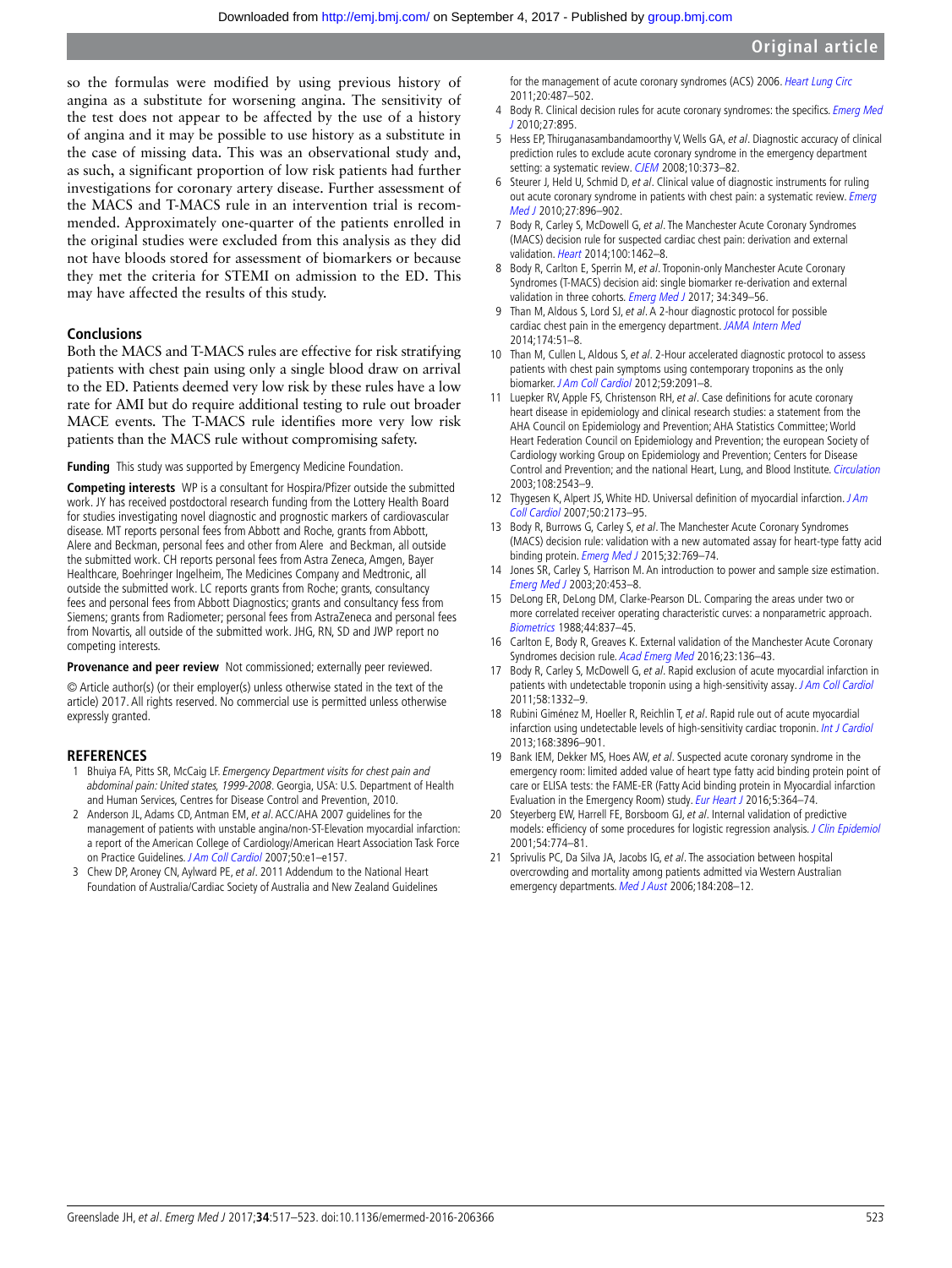so the formulas were modified by using previous history of angina as a substitute for worsening angina. The sensitivity of the test does not appear to be affected by the use of a history of angina and it may be possible to use history as a substitute in the case of missing data. This was an observational study and, as such, a significant proportion of low risk patients had further investigations for coronary artery disease. Further assessment of the MACS and T-MACS rule in an intervention trial is recommended. Approximately one-quarter of the patients enrolled in the original studies were excluded from this analysis as they did not have bloods stored for assessment of biomarkers or because they met the criteria for STEMI on admission to the ED. This may have affected the results of this study.

## Conclusions

Both the MACS and T-MACS rules are effective for risk stratifying patients with chest pain using only a single blood draw on arrival to the ED. Patients deemed very low risk by these rules have a low rate for AMI but do require additional testing to rule out broader MACE events. The T-MACS rule identifies more very low risk patients than the MACS rule without compromising safety.

**Funding** This study was supported by Emergency Medicine Foundation.

**Competing interests** WP is a consultant for Hospira/Pfizer outside the submitted work. JY has received postdoctoral research funding from the Lottery Health Board for studies investigating novel diagnostic and prognostic markers of cardiovascular disease. MT reports personal fees from Abbott and Roche, grants from Abbott, Alere and Beckman, personal fees and other from Alere and Beckman, all outside the submitted work. CH reports personal fees from Astra Zeneca, Amgen, Bayer Healthcare, Boehringer Ingelheim, The Medicines Company and Medtronic, all outside the submitted work. LC reports grants from Roche; grants, consultancy fees and personal fees from Abbott Diagnostics; grants and consultancy fess from Siemens; grants from Radiometer; personal fees from AstraZeneca and personal fees from Novartis, all outside of the submitted work. JHG, RN, SD and JWP report no competing interests.

**Provenance and peer review** Not commissioned; externally peer reviewed.

© Article author(s) (or their employer(s) unless otherwise stated in the text of the article) 2017. All rights reserved. No commercial use is permitted unless otherwise expressly granted.

## REFERENCES

1. Bhuiya FA, Pitts SR, McCaig LF. *Emergency Department visits for chest pain and abdominal pain: United states, 1999-2008*. Georgia, USA: U.S. Department of Health and Human Services, Centres for Disease Control and Prevention, 2010.
2. Anderson JL, Adams CD, Antman EM, *et al*. ACC/AHA 2007 guidelines for the management of patients with unstable angina/non-ST-Elevation myocardial infarction: a report of the American College of Cardiology/American Heart Association Task Force on Practice Guidelines. *J Am Coll Cardiol* 2007;50:e1–e157.
3. Chew DP, Aroney CN, Aylward PE, *et al*. 2011 Addendum to the National Heart Foundation of Australia/Cardiac Society of Australia and New Zealand Guidelines for the management of acute coronary syndromes (ACS) 2006. *Heart Lung Circ* 2011;20:487–502.
4. Body R. Clinical decision rules for acute coronary syndromes: the specifics. *Emerg Med J* 2010;27:895.
5. Hess EP, Thiruganasambandamoorthy V, Wells GA, *et al*. Diagnostic accuracy of clinical prediction rules to exclude acute coronary syndrome in the emergency department setting: a systematic review. *CJEM* 2008;10:373–82.
6. Steurer J, Held U, Schmid D, *et al*. Clinical value of diagnostic instruments for ruling out acute coronary syndrome in patients with chest pain: a systematic review. *Emerg Med J* 2010;27:896–902.
7. Body R, Carley S, McDowell G, *et al*. The Manchester Acute Coronary Syndromes (MACS) decision rule for suspected cardiac chest pain: derivation and external validation. *Heart* 2014;100:1462–8.
8. Body R, Carlton E, Sperrin M, *et al*. Troponin-only Manchester Acute Coronary Syndromes (T-MACS) decision aid: single biomarker re-derivation and external validation in three cohorts. *Emerg Med J* 2017; 34:349–56.
9. Than M, Aldous S, Lord SJ, *et al*. A 2-hour diagnostic protocol for possible cardiac chest pain in the emergency department. *JAMA Intern Med* 2014;174:51–8.
10. Than M, Cullen L, Aldous S, *et al*. 2-Hour accelerated diagnostic protocol to assess patients with chest pain symptoms using contemporary troponins as the only biomarker. *J Am Coll Cardiol* 2012;59:2091–8.
11. Luepker RV, Apple FS, Christenson RH, *et al*. Case definitions for acute coronary heart disease in epidemiology and clinical research studies: a statement from the AHA Council on Epidemiology and Prevention; AHA Statistics Committee; World Heart Federation Council on Epidemiology and Prevention; the european Society of Cardiology working Group on Epidemiology and Prevention; Centers for Disease Control and Prevention; and the national Heart, Lung, and Blood Institute. *Circulation* 2003;108:2543–9.
12. Thygesen K, Alpert JS, White HD. Universal definition of myocardial infarction. *J Am Coll Cardiol* 2007;50:2173–95.
13. Body R, Burrows G, Carley S, *et al*. The Manchester Acute Coronary Syndromes (MACS) decision rule: validation with a new automated assay for heart-type fatty acid binding protein. *Emerg Med J* 2015;32:769–74.
14. Jones SR, Carley S, Harrison M. An introduction to power and sample size estimation. *Emerg Med J* 2003;20:453–8.
15. DeLong ER, DeLong DM, Clarke-Pearson DL. Comparing the areas under two or more correlated receiver operating characteristic curves: a nonparametric approach. *Biometrics* 1988;44:837–45.
16. Carlton E, Body R, Greaves K. External validation of the Manchester Acute Coronary Syndromes decision rule. *Acad Emerg Med* 2016;23:136–43.
17. Body R, Carley S, McDowell G, *et al*. Rapid exclusion of acute myocardial infarction in patients with undetectable troponin using a high-sensitivity assay. *J Am Coll Cardiol* 2011;58:1332–9.
18. Rubini Giménez M, Hoeller R, Reichlin T, *et al*. Rapid rule out of acute myocardial infarction using undetectable levels of high-sensitivity cardiac troponin. *Int J Cardiol* 2013;168:3896–901.
19. Bank IEM, Dekker MS, Hoes AW, *et al*. Suspected acute coronary syndrome in the emergency room: limited added value of heart type fatty acid binding protein point of care or ELISA tests: the FAME-ER (Fatty Acid binding protein in Myocardial infarction Evaluation in the Emergency Room) study. *Eur Heart J* 2016;5:364–74.
20. Steyerberg EW, Harrell FE, Borsboom GJ, *et al*. Internal validation of predictive models: efficiency of some procedures for logistic regression analysis. *J Clin Epidemiol* 2001;54:774–81.
21. Sprivulis PC, Da Silva JA, Jacobs IG, *et al*. The association between hospital overcrowding and mortality among patients admitted via Western Australian emergency departments. *Med J Aust* 2006;184:208–12.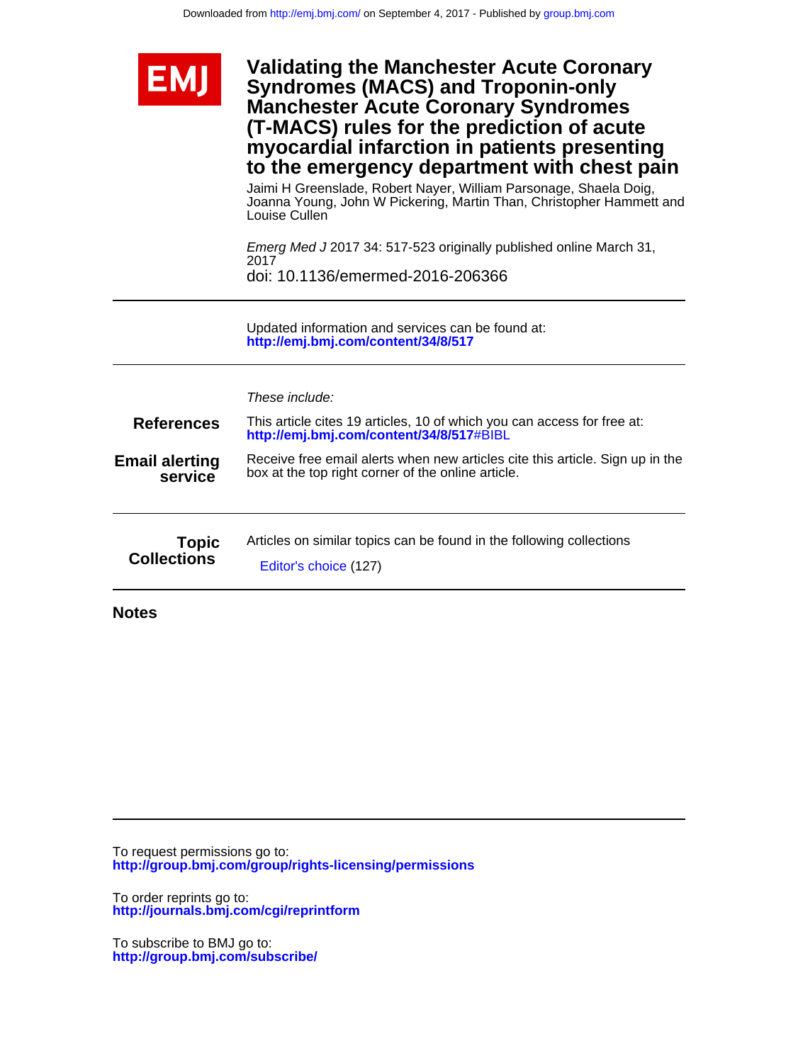Downloaded from http://emj.bmj.com/ on September 4, 2017 - Published by group.bmj.com

EMJ

# Validating the Manchester Acute Coronary Syndromes (MACS) and Troponin-only Manchester Acute Coronary Syndromes (T-MACS) rules for the prediction of acute myocardial infarction in patients presenting to the emergency department with chest pain

Jaimi H Greenslade, Robert Nayer, William Parsonage, Shaela Doig, Joanna Young, John W Pickering, Martin Than, Christopher Hammett and Louise Cullen

*Emerg Med J* 2017 34: 517-523 originally published online March 31, 2017

doi: 10.1136/emermed-2016-206366

---

Updated information and services can be found at:
**http://emj.bmj.com/content/34/8/517**

---

*These include:*

**References**

This article cites 19 articles, 10 of which you can access for free at:
**http://emj.bmj.com/content/34/8/517**#BIBL

**Email alerting service**

Receive free email alerts when new articles cite this article. Sign up in the box at the top right corner of the online article.

---

**Topic Collections**

Articles on similar topics can be found in the following collections

Editor's choice (127)

---

## Notes

---

To request permissions go to:
**http://group.bmj.com/group/rights-licensing/permissions**

To order reprints go to:
**http://journals.bmj.com/cgi/reprintform**

To subscribe to BMJ go to:
**http://group.bmj.com/subscribe/**